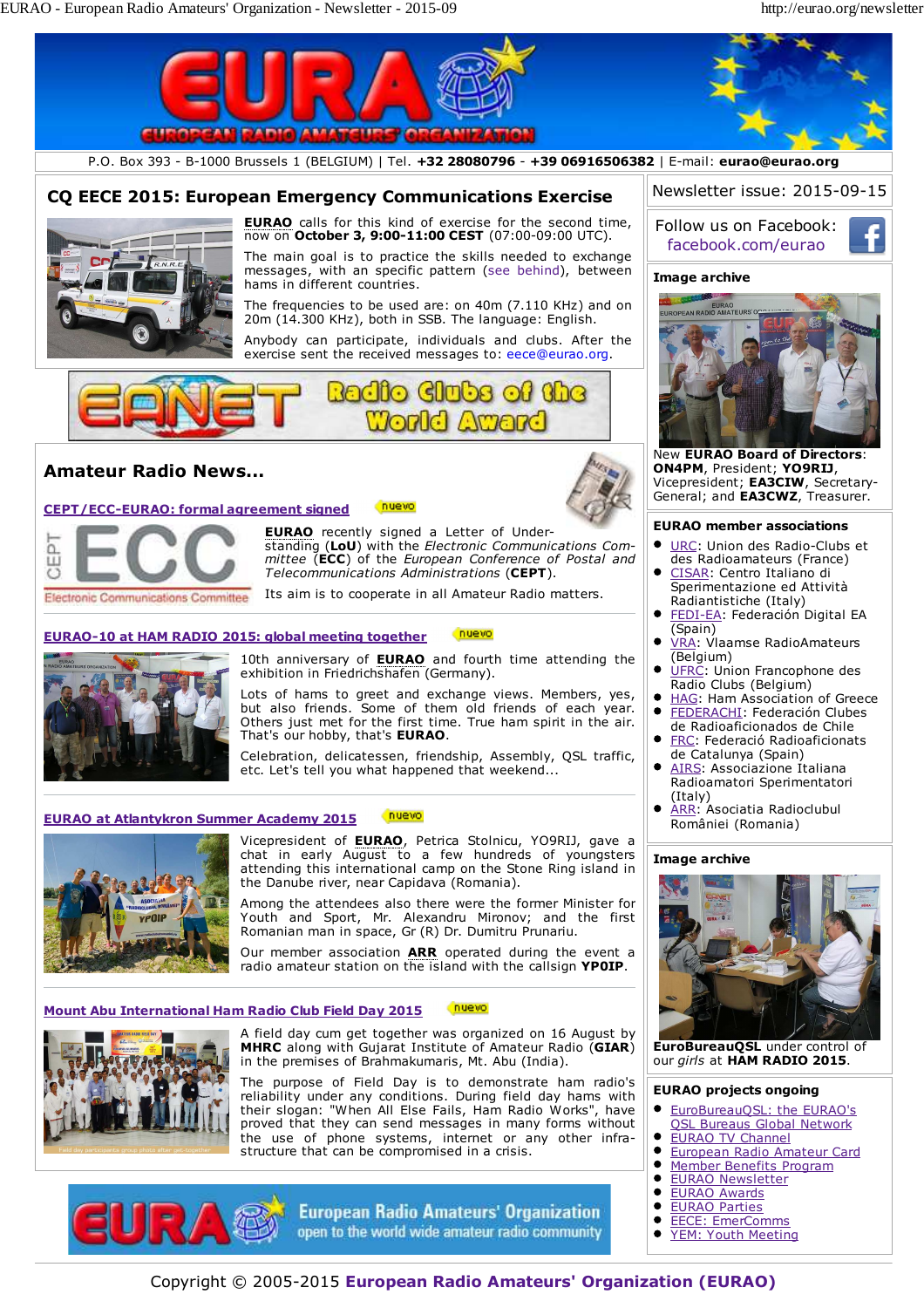# EURAO - European Radio Amateurs' Organization

P.O. Box 393 - B-1000 Brussels 1 (BELGIUM) | Tel. **+32 28080796** - **+39 06916506382** | E-mail: **eurao@eurao.org**

Newsletter issue: 2015-09-15

Follow us on Facebook: facebook.com/eurao

## CQ EECE 2015: European Emergency Communications Exercise

**EURAO** calls for this kind of exercise for the second time, now on **October 3, 9:00-11:00 CEST** (07:00-09:00 UTC).

The main goal is to practice the skills needed to exchange messages, with an specific pattern (see behind), between hams in different countries.

The frequencies to be used are: on 40m (7.110 KHz) and on 20m (14.300 KHz), both in SSB. The language: English.

Anybody can participate, individuals and clubs. After the exercise sent the received messages to: eece@eurao.org.

EANET Radio Clubs of the World Award

## Amateur Radio News...

### CEPT/ECC-EURAO: formal agreement signed

nuevo

**EURAO** recently signed a Letter of Understanding (**LoU**) with the *Electronic Communications Committee* (**ECC**) of the *European Conference of Postal and Telecommunications Administrations* (**CEPT**).

Its aim is to cooperate in all Amateur Radio matters.

### EURAO-10 at HAM RADIO 2015: global meeting together

nuevo

10th anniversary of **EURAO** and fourth time attending the exhibition in Friedrichshafen (Germany).

Lots of hams to greet and exchange views. Members, yes, but also friends. Some of them old friends of each year. Others just met for the first time. True ham spirit in the air. That's our hobby, that's **EURAO**.

Celebration, delicatessen, friendship, Assembly, QSL traffic, etc. Let's tell you what happened that weekend...

### EURAO at Atlantykron Summer Academy 2015

nuevo

Vicepresident of **EURAO**, Petrica Stolnicu, YO9RIJ, gave a chat in early August to a few hundreds of youngsters attending this international camp on the Stone Ring island in the Danube river, near Capidava (Romania).

Among the attendees also there were the former Minister for Youth and Sport, Mr. Alexandru Mironov; and the first Romanian man in space, Gr (R) Dr. Dumitru Prunariu.

Our member association **ARR** operated during the event a radio amateur station on the island with the callsign **YP0IP**.

### Mount Abu International Ham Radio Club Field Day 2015

nuevo

A field day cum get together was organized on 16 August by **MHRC** along with Gujarat Institute of Amateur Radio (**GIAR**) in the premises of Brahmakumaris, Mt. Abu (India).

The purpose of Field Day is to demonstrate ham radio's reliability under any conditions. During field day hams with their slogan: "When All Else Fails, Ham Radio Works", have proved that they can send messages in many forms without the use of phone systems, internet or any other infrastructure that can be compromised in a crisis.

### Image archive

New **EURAO Board of Directors**: **ON4PM**, President; **YO9RIJ**, Vicepresident; **EA3CIW**, Secretary-General; and **EA3CWZ**, Treasurer.

### EURAO member associations

- URC: Union des Radio-Clubs et des Radioamateurs (France)
- CISAR: Centro Italiano di Sperimentazione ed Attività Radiantistiche (Italy)
- FEDI-EA: Federación Digital EA (Spain)
- VRA: Vlaamse RadioAmateurs (Belgium)
- UFRC: Union Francophone des Radio Clubs (Belgium)
- HAG: Ham Association of Greece
- FEDERACHI: Federación Clubes de Radioaficionados de Chile
- FRC: Federació Radioaficionats de Catalunya (Spain)
- AIRS: Associazione Italiana Radioamatori Sperimentatori (Italy)
- ARR: Asociatia Radioclubul României (Romania)

### Image archive

**EuroBureauQSL** under control of our *girls* at **HAM RADIO 2015**.

### EURAO projects ongoing

- EuroBureauQSL: the EURAO's QSL Bureaus Global Network
- EURAO TV Channel
- European Radio Amateur Card
- Member Benefits Program
- EURAO Newsletter
- EURAO Awards
- EURAO Parties
- EECE: EmerComms
- YEM: Youth Meeting

EURAO European Radio Amateurs' Organization — open to the world wide amateur radio community

Copyright © 2005-2015 **European Radio Amateurs' Organization (EURAO)**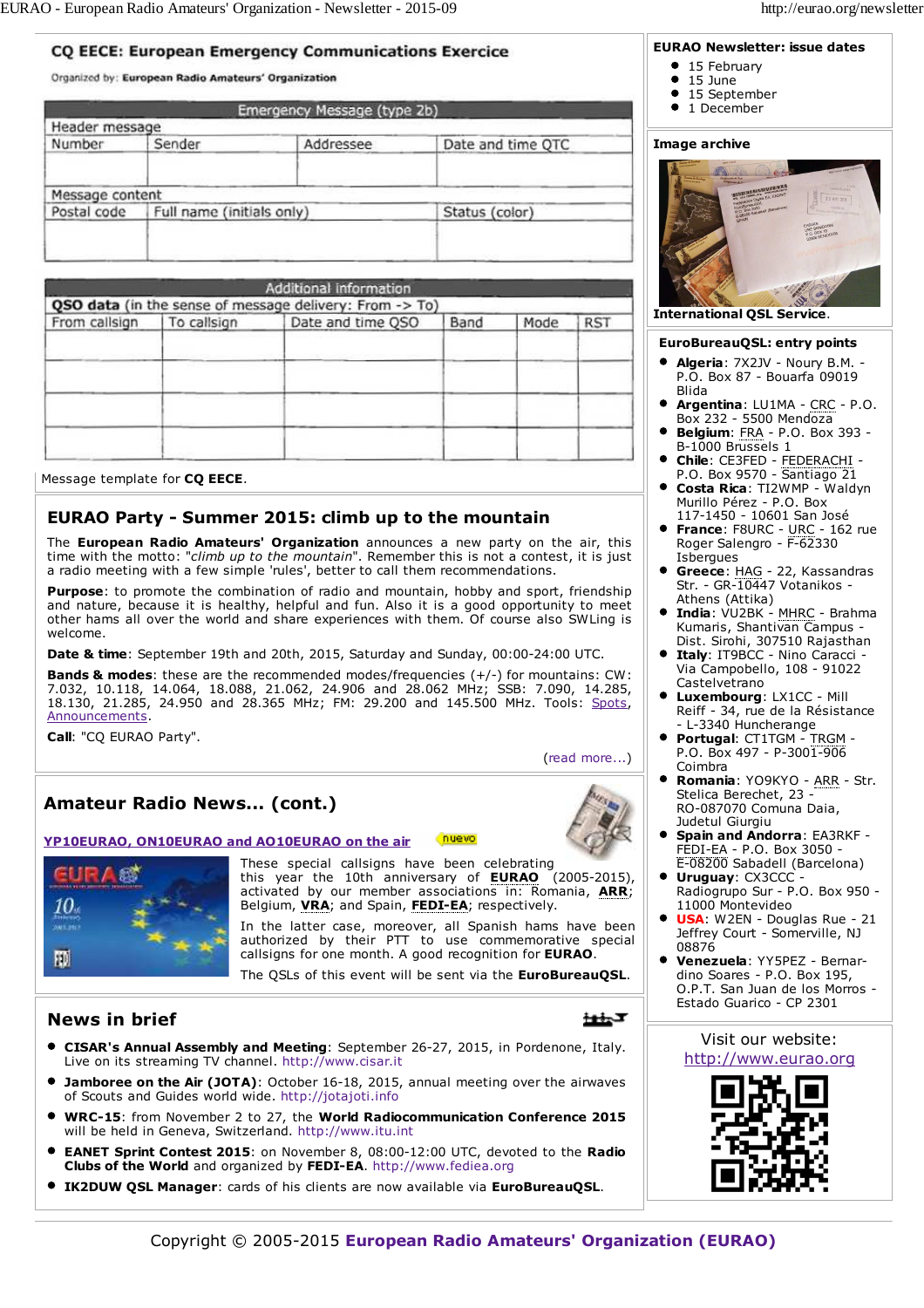## CQ EECE: European Emergency Communications Exercice

Organized by: **European Radio Amateurs' Organization**

| Emergency Message (type 2b) | | | |
|---|---|---|---|
| Header message | | | |
| Number | Sender | Addressee | Date and time QTC |
| | | | |
| Message content | | | |
| Postal code | Full name (initials only) | | Status (color) |
| | | | |

| Additional information | | | | | |
|---|---|---|---|---|---|
| **QSO data** (in the sense of message delivery: From -> To) | | | | | |
| From callsign | To callsign | Date and time QSO | Band | Mode | RST |
| | | | | | |
| | | | | | |
| | | | | | |
| | | | | | |

Message template for **CQ EECE**.

## EURAO Party - Summer 2015: climb up to the mountain

The **European Radio Amateurs' Organization** announces a new party on the air, this time with the motto: "*climb up to the mountain*". Remember this is not a contest, it is just a radio meeting with a few simple 'rules', better to call them recommendations.

**Purpose**: to promote the combination of radio and mountain, hobby and sport, friendship and nature, because it is healthy, helpful and fun. Also it is a good opportunity to meet other hams all over the world and share experiences with them. Of course also SWLing is welcome.

**Date & time**: September 19th and 20th, 2015, Saturday and Sunday, 00:00-24:00 UTC.

**Bands & modes**: these are the recommended modes/frequencies (+/-) for mountains: CW: 7.032, 10.118, 14.064, 18.088, 21.062, 24.906 and 28.062 MHz; SSB: 7.090, 14.285, 18.130, 21.285, 24.950 and 28.365 MHz; FM: 29.200 and 145.500 MHz. Tools: Spots, Announcements.

**Call**: "CQ EURAO Party".

(read more...)

## Amateur Radio News... (cont.)

### YP10EURAO, ON10EURAO and AO10EURAO on the air

nuevo

These special callsigns have been celebrating this year the 10th anniversary of **EURAO** (2005-2015), activated by our member associations in: Romania, **ARR**; Belgium, **VRA**; and Spain, **FEDI-EA**; respectively.

In the latter case, moreover, all Spanish hams have been authorized by their PTT to use commemorative special callsigns for one month. A good recognition for **EURAO**.

The QSLs of this event will be sent via the **EuroBureauQSL**.

## News in brief

- **CISAR's Annual Assembly and Meeting**: September 26-27, 2015, in Pordenone, Italy. Live on its streaming TV channel. http://www.cisar.it
- **Jamboree on the Air (JOTA)**: October 16-18, 2015, annual meeting over the airwaves of Scouts and Guides world wide. http://jotajoti.info
- **WRC-15**: from November 2 to 27, the **World Radiocommunication Conference 2015** will be held in Geneva, Switzerland. http://www.itu.int
- **EANET Sprint Contest 2015**: on November 8, 08:00-12:00 UTC, devoted to the **Radio Clubs of the World** and organized by **FEDI-EA**. http://www.fediea.org
- **IK2DUW QSL Manager**: cards of his clients are now available via **EuroBureauQSL**.

### EURAO Newsletter: issue dates

- 15 February
- 15 June
- 15 September
- 1 December

### Image archive

**International QSL Service**.

### EuroBureauQSL: entry points

- **Algeria**: 7X2JV - Noury B.M. - P.O. Box 87 - Bouarfa 09019 Blida
- **Argentina**: LU1MA - CRC - P.O. Box 232 - 5500 Mendoza
- **Belgium**: FRA - P.O. Box 393 - B-1000 Brussels 1
- **Chile**: CE3FED - FEDERACHI - P.O. Box 9570 - Santiago 21
- **Costa Rica**: TI2WMP - Waldyn Murillo Pérez - P.O. Box 117-1450 - 10601 San José
- **France**: F8URC - URC - 162 rue Roger Salengro - F-62330 Isbergues
- **Greece**: HAG - 22, Kassandras Str. - GR-10447 Votanikos - Athens (Attika)
- **India**: VU2BK - MHRC - Brahma Kumaris, Shantivan Campus - Dist. Sirohi, 307510 Rajasthan
- **Italy**: IT9BCC - Nino Caracci - Via Campobello, 108 - 91022 Castelvetrano
- **Luxembourg**: LX1CC - Mill Reiff - 34, rue de la Résistance - L-3340 Huncherange
- **Portugal**: CT1TGM - TRGM - P.O. Box 497 - P-3001-906 Coimbra
- **Romania**: YO9KYO - ARR - Str. Stelica Berechet, 23 - RO-087070 Comuna Daia, Judetul Giurgiu
- **Spain and Andorra**: EA3RKF - FEDI-EA - P.O. Box 3050 - E-08200 Sabadell (Barcelona)
- **Uruguay**: CX3CCC - Radiogrupo Sur - P.O. Box 950 - 11000 Montevideo
- **USA**: W2EN - Douglas Rue - 21 Jeffrey Court - Somerville, NJ 08876
- **Venezuela**: YY5PEZ - Bernardino Soares - P.O. Box 195, O.P.T. San Juan de los Morros - Estado Guarico - CP 2301

Visit our website:
http://www.eurao.org

Copyright © 2005-2015 **European Radio Amateurs' Organization (EURAO)**